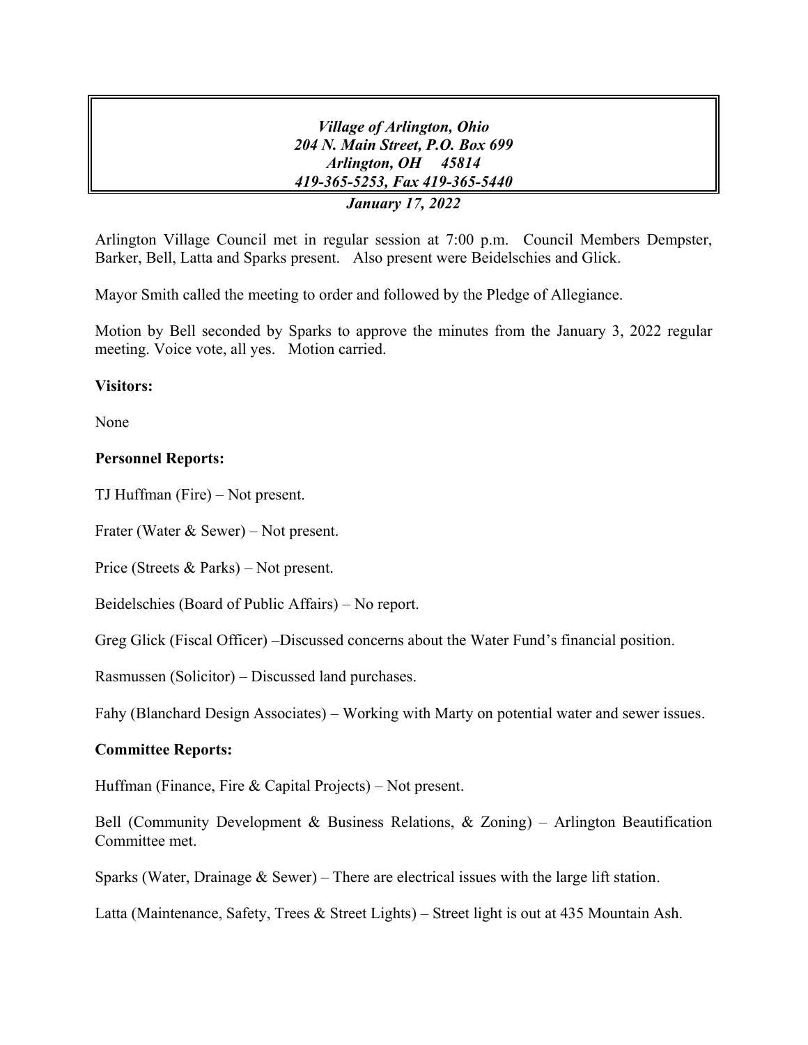***Village of Arlington, Ohio***
***204 N. Main Street, P.O. Box 699***
***Arlington, OH 45814***
***419-365-5253, Fax 419-365-5440***

***January 17, 2022***

Arlington Village Council met in regular session at 7:00 p.m. Council Members Dempster, Barker, Bell, Latta and Sparks present. Also present were Beidelschies and Glick.

Mayor Smith called the meeting to order and followed by the Pledge of Allegiance.

Motion by Bell seconded by Sparks to approve the minutes from the January 3, 2022 regular meeting. Voice vote, all yes. Motion carried.

**Visitors:**

None

**Personnel Reports:**

TJ Huffman (Fire) – Not present.

Frater (Water & Sewer) – Not present.

Price (Streets & Parks) – Not present.

Beidelschies (Board of Public Affairs) – No report.

Greg Glick (Fiscal Officer) –Discussed concerns about the Water Fund's financial position.

Rasmussen (Solicitor) – Discussed land purchases.

Fahy (Blanchard Design Associates) – Working with Marty on potential water and sewer issues.

**Committee Reports:**

Huffman (Finance, Fire & Capital Projects) – Not present.

Bell (Community Development & Business Relations, & Zoning) – Arlington Beautification Committee met.

Sparks (Water, Drainage & Sewer) – There are electrical issues with the large lift station.

Latta (Maintenance, Safety, Trees & Street Lights) – Street light is out at 435 Mountain Ash.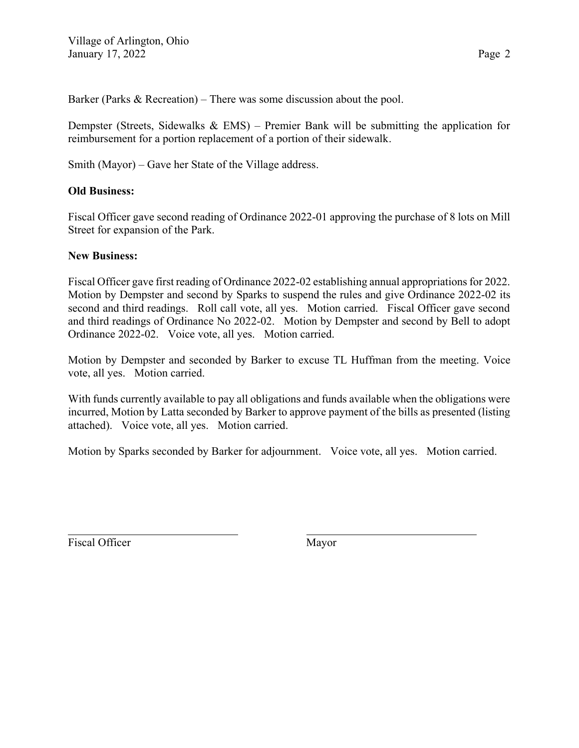Barker (Parks & Recreation) – There was some discussion about the pool.

Dempster (Streets, Sidewalks & EMS) – Premier Bank will be submitting the application for reimbursement for a portion replacement of a portion of their sidewalk.

Smith (Mayor) – Gave her State of the Village address.

**Old Business:**

Fiscal Officer gave second reading of Ordinance 2022-01 approving the purchase of 8 lots on Mill Street for expansion of the Park.

**New Business:**

Fiscal Officer gave first reading of Ordinance 2022-02 establishing annual appropriations for 2022. Motion by Dempster and second by Sparks to suspend the rules and give Ordinance 2022-02 its second and third readings. Roll call vote, all yes. Motion carried. Fiscal Officer gave second and third readings of Ordinance No 2022-02. Motion by Dempster and second by Bell to adopt Ordinance 2022-02. Voice vote, all yes. Motion carried.

Motion by Dempster and seconded by Barker to excuse TL Huffman from the meeting. Voice vote, all yes. Motion carried.

With funds currently available to pay all obligations and funds available when the obligations were incurred, Motion by Latta seconded by Barker to approve payment of the bills as presented (listing attached). Voice vote, all yes. Motion carried.

Motion by Sparks seconded by Barker for adjournment. Voice vote, all yes. Motion carried.

\_\_\_\_\_\_\_\_\_\_\_\_\_\_\_\_\_\_\_\_\_\_\_\_\_\_\_\_\_\_ \_\_\_\_\_\_\_\_\_\_\_\_\_\_\_\_\_\_\_\_\_\_\_\_\_\_\_\_\_\_

Fiscal Officer Mayor